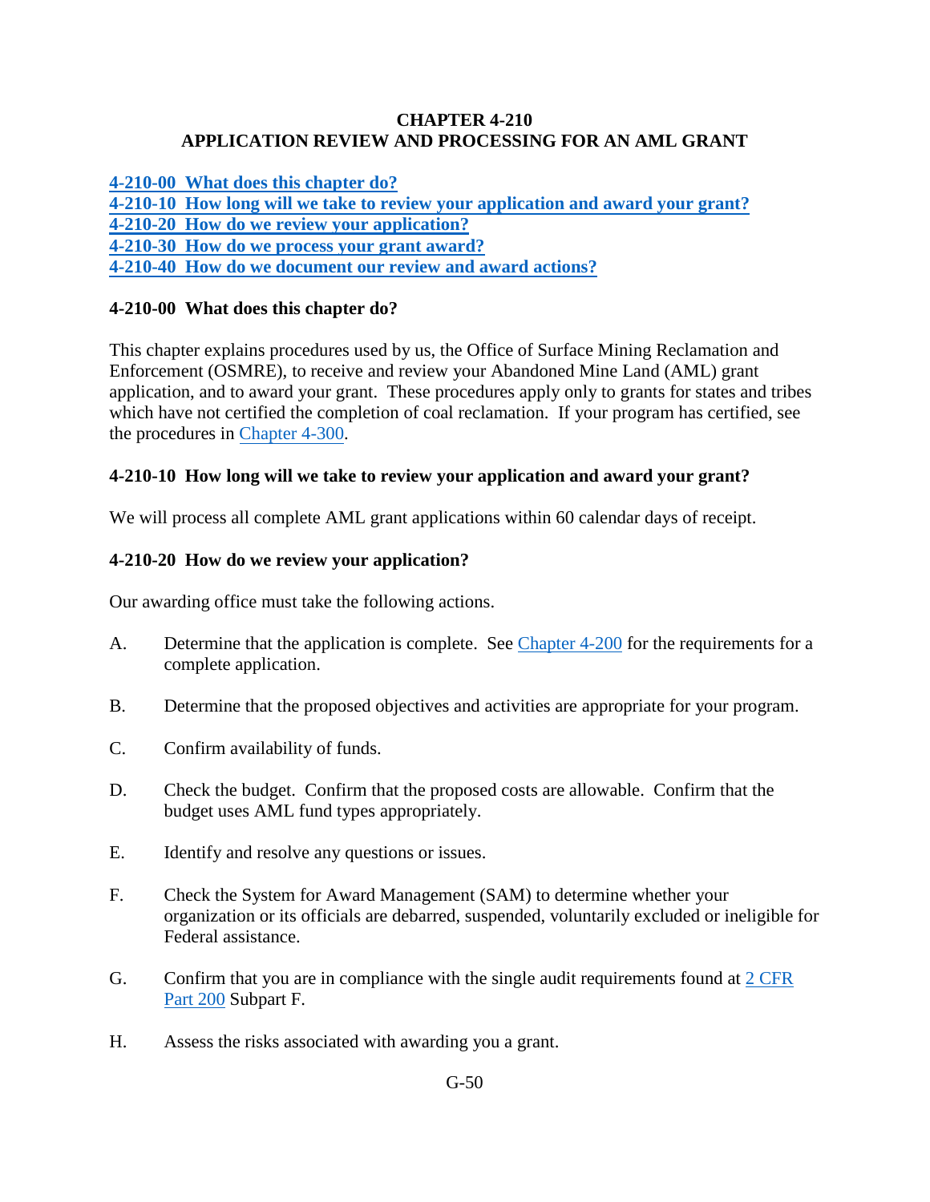# CHAPTER 4-210
# APPLICATION REVIEW AND PROCESSING FOR AN AML GRANT

[4-210-00 What does this chapter do?](#)
[4-210-10 How long will we take to review your application and award your grant?](#)
[4-210-20 How do we review your application?](#)
[4-210-30 How do we process your grant award?](#)
[4-210-40 How do we document our review and award actions?](#)

## 4-210-00 What does this chapter do?

This chapter explains procedures used by us, the Office of Surface Mining Reclamation and Enforcement (OSMRE), to receive and review your Abandoned Mine Land (AML) grant application, and to award your grant. These procedures apply only to grants for states and tribes which have not certified the completion of coal reclamation. If your program has certified, see the procedures in Chapter 4-300.

## 4-210-10 How long will we take to review your application and award your grant?

We will process all complete AML grant applications within 60 calendar days of receipt.

## 4-210-20 How do we review your application?

Our awarding office must take the following actions.

A. Determine that the application is complete. See Chapter 4-200 for the requirements for a complete application.

B. Determine that the proposed objectives and activities are appropriate for your program.

C. Confirm availability of funds.

D. Check the budget. Confirm that the proposed costs are allowable. Confirm that the budget uses AML fund types appropriately.

E. Identify and resolve any questions or issues.

F. Check the System for Award Management (SAM) to determine whether your organization or its officials are debarred, suspended, voluntarily excluded or ineligible for Federal assistance.

G. Confirm that you are in compliance with the single audit requirements found at 2 CFR Part 200 Subpart F.

H. Assess the risks associated with awarding you a grant.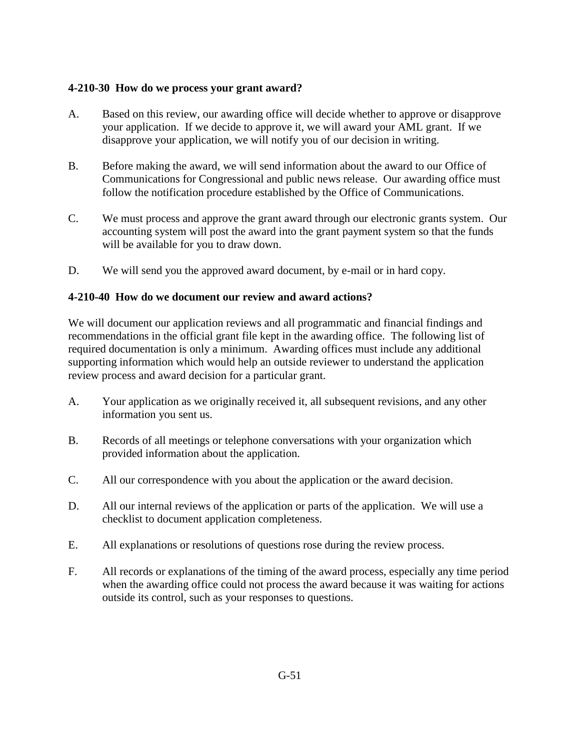### 4-210-30 How do we process your grant award?

A. Based on this review, our awarding office will decide whether to approve or disapprove your application. If we decide to approve it, we will award your AML grant. If we disapprove your application, we will notify you of our decision in writing.

B. Before making the award, we will send information about the award to our Office of Communications for Congressional and public news release. Our awarding office must follow the notification procedure established by the Office of Communications.

C. We must process and approve the grant award through our electronic grants system. Our accounting system will post the award into the grant payment system so that the funds will be available for you to draw down.

D. We will send you the approved award document, by e-mail or in hard copy.

### 4-210-40 How do we document our review and award actions?

We will document our application reviews and all programmatic and financial findings and recommendations in the official grant file kept in the awarding office. The following list of required documentation is only a minimum. Awarding offices must include any additional supporting information which would help an outside reviewer to understand the application review process and award decision for a particular grant.

A. Your application as we originally received it, all subsequent revisions, and any other information you sent us.

B. Records of all meetings or telephone conversations with your organization which provided information about the application.

C. All our correspondence with you about the application or the award decision.

D. All our internal reviews of the application or parts of the application. We will use a checklist to document application completeness.

E. All explanations or resolutions of questions rose during the review process.

F. All records or explanations of the timing of the award process, especially any time period when the awarding office could not process the award because it was waiting for actions outside its control, such as your responses to questions.